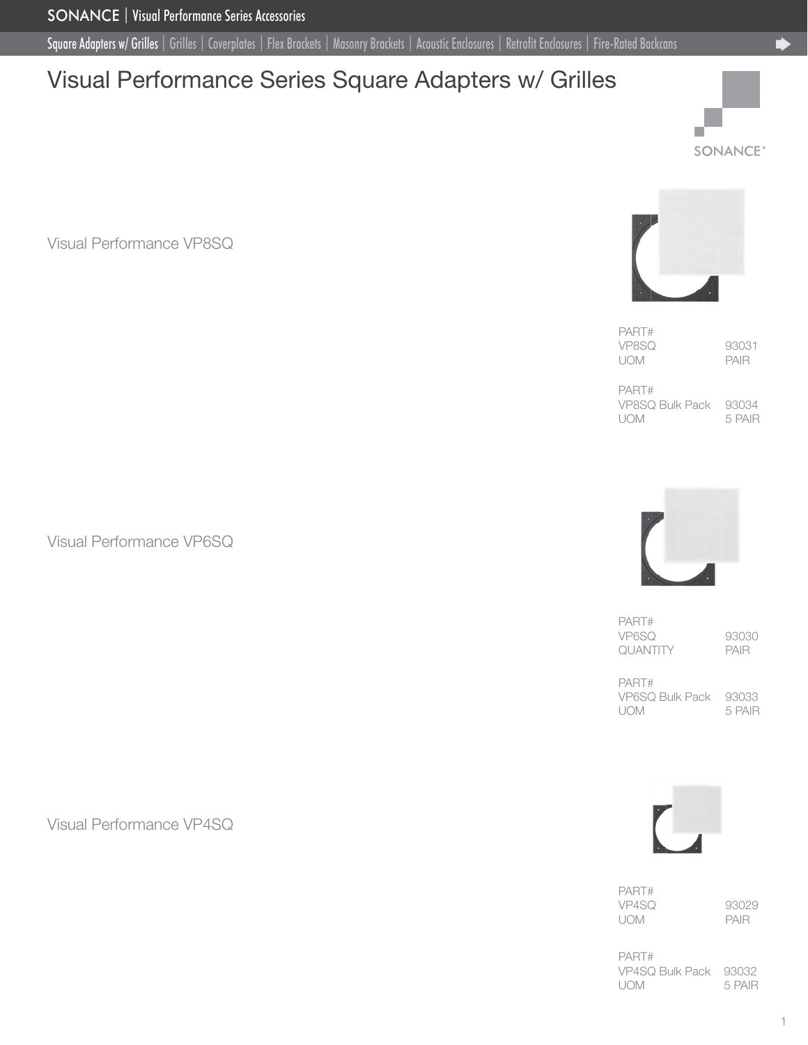SONANCE | Visual Performance Series Accessories

Square Adapters w/ Grilles | Grilles | Coverplates | Flex Brackets | Masonry Brackets | Acoustic Enclosures | Retrofit Enclosures | Fire-Rated Backcans

# Visual Performance Series Square Adapters w/ Grilles

## Visual Performance VP8SQ

| PART# | |
|---|---|
| VP8SQ | 93031 |
| UOM | PAIR |

| PART# | |
|---|---|
| VP8SQ Bulk Pack | 93034 |
| UOM | 5 PAIR |

## Visual Performance VP6SQ

| PART# | |
|---|---|
| VP6SQ | 93030 |
| QUANTITY | PAIR |

| PART# | |
|---|---|
| VP6SQ Bulk Pack | 93033 |
| UOM | 5 PAIR |

## Visual Performance VP4SQ

| PART# | |
|---|---|
| VP4SQ | 93029 |
| UOM | PAIR |

| PART# | |
|---|---|
| VP4SQ Bulk Pack | 93032 |
| UOM | 5 PAIR |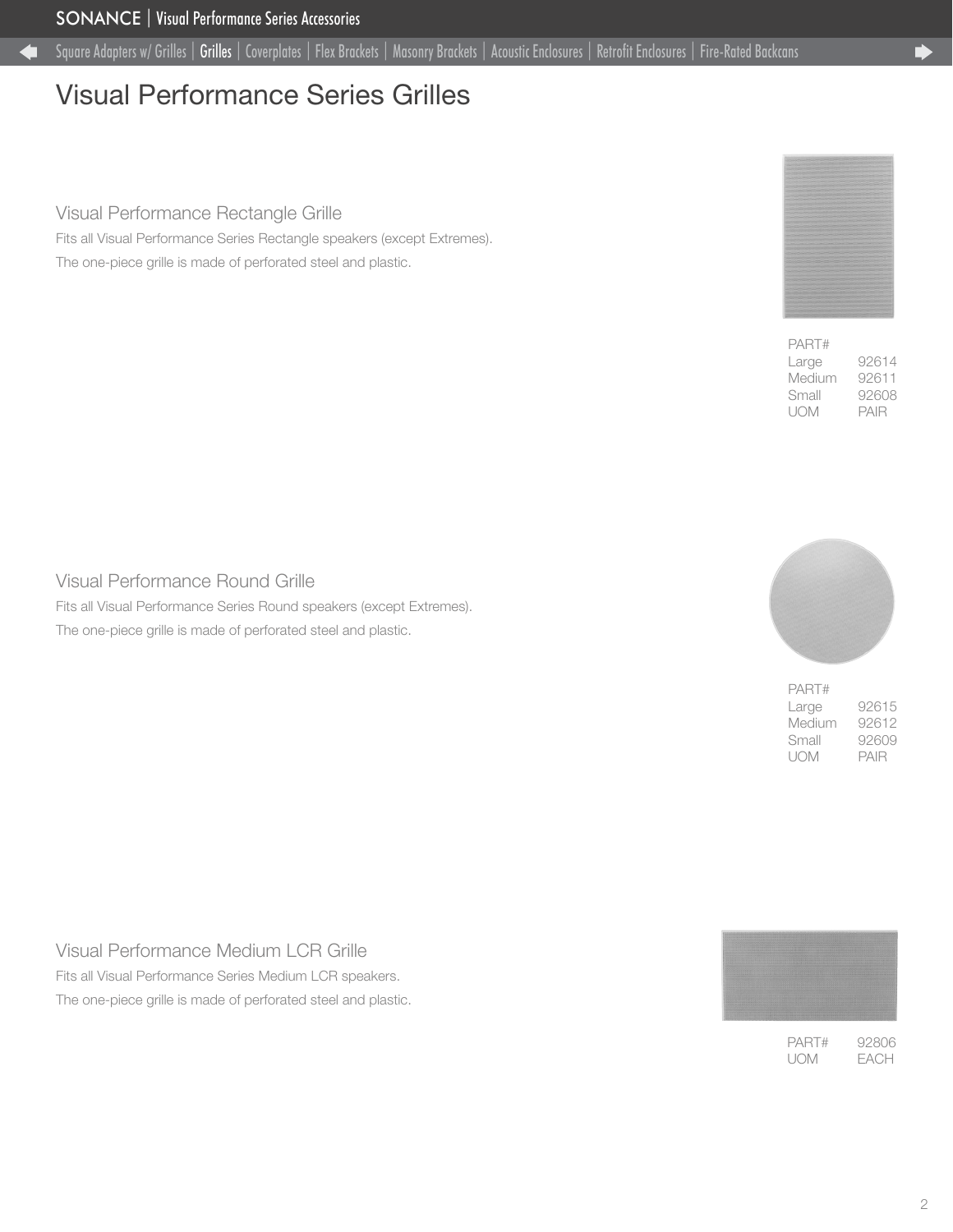# Visual Performance Series Grilles

## Visual Performance Rectangle Grille

Fits all Visual Performance Series Rectangle speakers (except Extremes).

The one-piece grille is made of perforated steel and plastic.

| PART# | |
|---|---|
| Large | 92614 |
| Medium | 92611 |
| Small | 92608 |
| UOM | PAIR |

## Visual Performance Round Grille

Fits all Visual Performance Series Round speakers (except Extremes).

The one-piece grille is made of perforated steel and plastic.

| PART# | |
|---|---|
| Large | 92615 |
| Medium | 92612 |
| Small | 92609 |
| UOM | PAIR |

## Visual Performance Medium LCR Grille

Fits all Visual Performance Series Medium LCR speakers.

The one-piece grille is made of perforated steel and plastic.

| PART# | 92806 |
|---|---|
| UOM | EACH |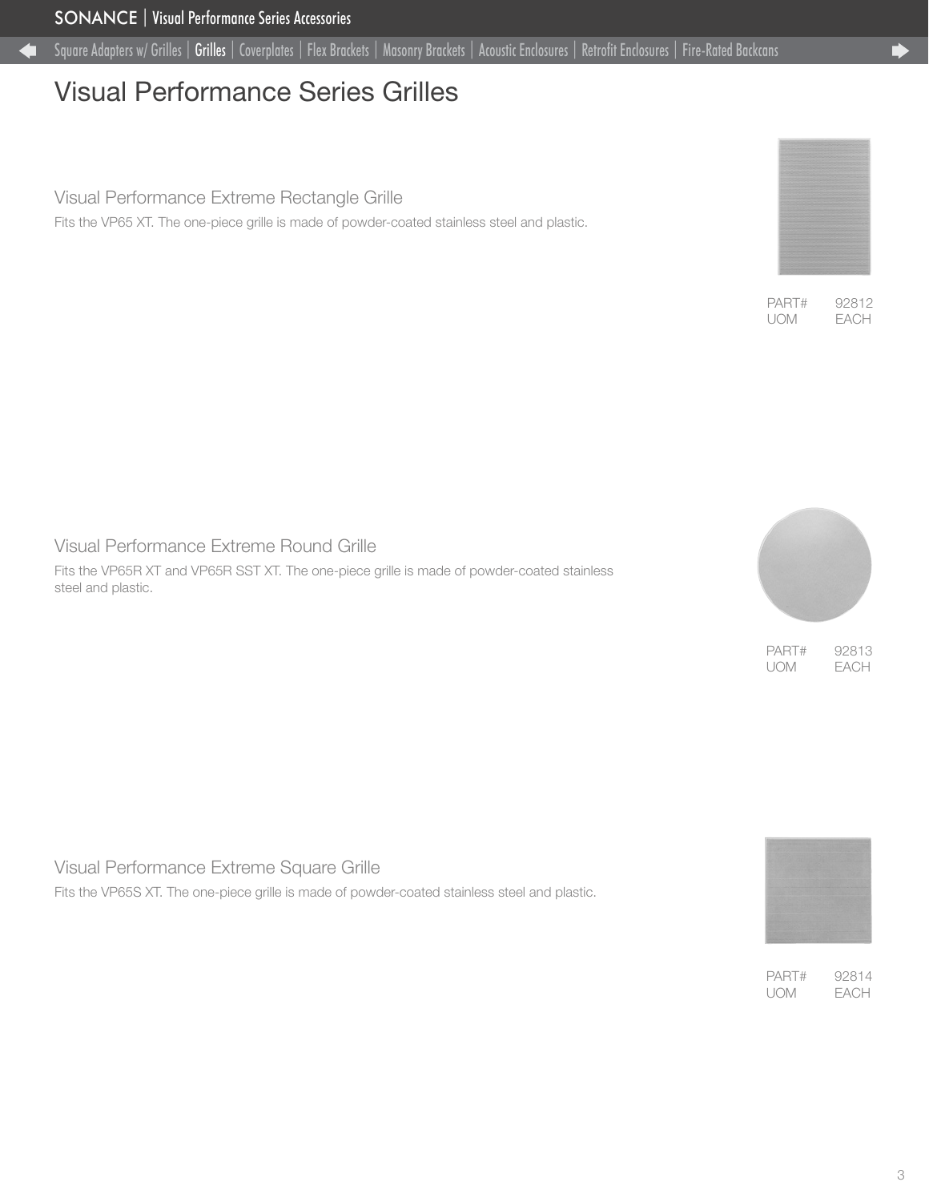# Visual Performance Series Grilles

## Visual Performance Extreme Rectangle Grille

Fits the VP65 XT. The one-piece grille is made of powder-coated stainless steel and plastic.

| PART# | 92812 |
| --- | --- |
| UOM | EACH |

## Visual Performance Extreme Round Grille

Fits the VP65R XT and VP65R SST XT. The one-piece grille is made of powder-coated stainless steel and plastic.

| PART# | 92813 |
| --- | --- |
| UOM | EACH |

## Visual Performance Extreme Square Grille

Fits the VP65S XT. The one-piece grille is made of powder-coated stainless steel and plastic.

| PART# | 92814 |
| --- | --- |
| UOM | EACH |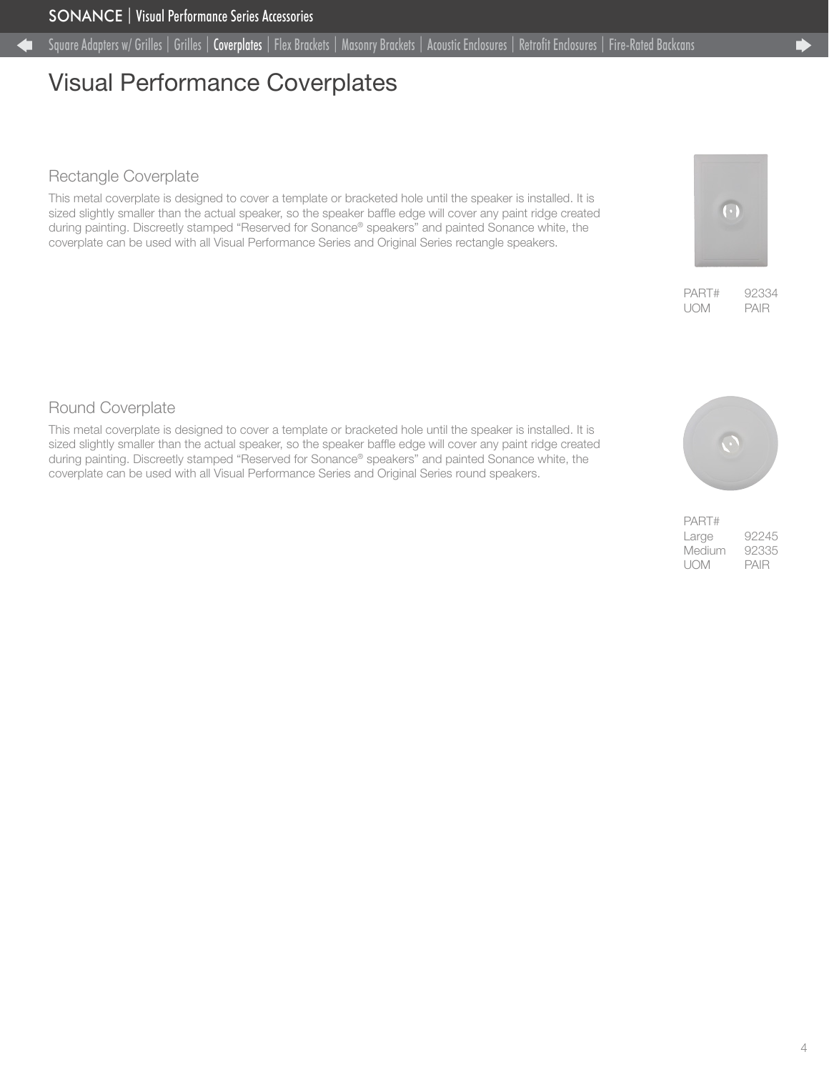# Visual Performance Coverplates

## Rectangle Coverplate

This metal coverplate is designed to cover a template or bracketed hole until the speaker is installed. It is sized slightly smaller than the actual speaker, so the speaker baffle edge will cover any paint ridge created during painting. Discreetly stamped "Reserved for Sonance® speakers" and painted Sonance white, the coverplate can be used with all Visual Performance Series and Original Series rectangle speakers.

| | |
|---|---|
| PART# | 92334 |
| UOM | PAIR |

## Round Coverplate

This metal coverplate is designed to cover a template or bracketed hole until the speaker is installed. It is sized slightly smaller than the actual speaker, so the speaker baffle edge will cover any paint ridge created during painting. Discreetly stamped "Reserved for Sonance® speakers" and painted Sonance white, the coverplate can be used with all Visual Performance Series and Original Series round speakers.

| PART# | |
|---|---|
| Large | 92245 |
| Medium | 92335 |
| UOM | PAIR |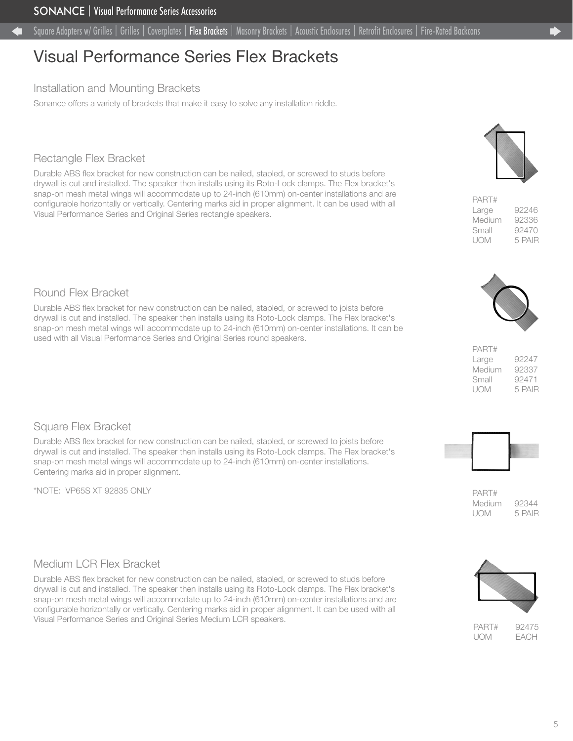# Visual Performance Series Flex Brackets

## Installation and Mounting Brackets

Sonance offers a variety of brackets that make it easy to solve any installation riddle.

### Rectangle Flex Bracket

Durable ABS flex bracket for new construction can be nailed, stapled, or screwed to studs before drywall is cut and installed. The speaker then installs using its Roto-Lock clamps. The Flex bracket's snap-on mesh metal wings will accommodate up to 24-inch (610mm) on-center installations and are configurable horizontally or vertically. Centering marks aid in proper alignment. It can be used with all Visual Performance Series and Original Series rectangle speakers.

PART#
Large 92246
Medium 92336
Small 92470
UOM 5 PAIR

### Round Flex Bracket

Durable ABS flex bracket for new construction can be nailed, stapled, or screwed to joists before drywall is cut and installed. The speaker then installs using its Roto-Lock clamps. The Flex bracket's snap-on mesh metal wings will accommodate up to 24-inch (610mm) on-center installations. It can be used with all Visual Performance Series and Original Series round speakers.

PART#
Large 92247
Medium 92337
Small 92471
UOM 5 PAIR

### Square Flex Bracket

Durable ABS flex bracket for new construction can be nailed, stapled, or screwed to joists before drywall is cut and installed. The speaker then installs using its Roto-Lock clamps. The Flex bracket's snap-on mesh metal wings will accommodate up to 24-inch (610mm) on-center installations. Centering marks aid in proper alignment.

*NOTE: VP65S XT 92835 ONLY

PART#
Medium 92344
UOM 5 PAIR

### Medium LCR Flex Bracket

Durable ABS flex bracket for new construction can be nailed, stapled, or screwed to studs before drywall is cut and installed. The speaker then installs using its Roto-Lock clamps. The Flex bracket's snap-on mesh metal wings will accommodate up to 24-inch (610mm) on-center installations and are configurable horizontally or vertically. Centering marks aid in proper alignment. It can be used with all Visual Performance Series and Original Series Medium LCR speakers.

PART# 92475
UOM EACH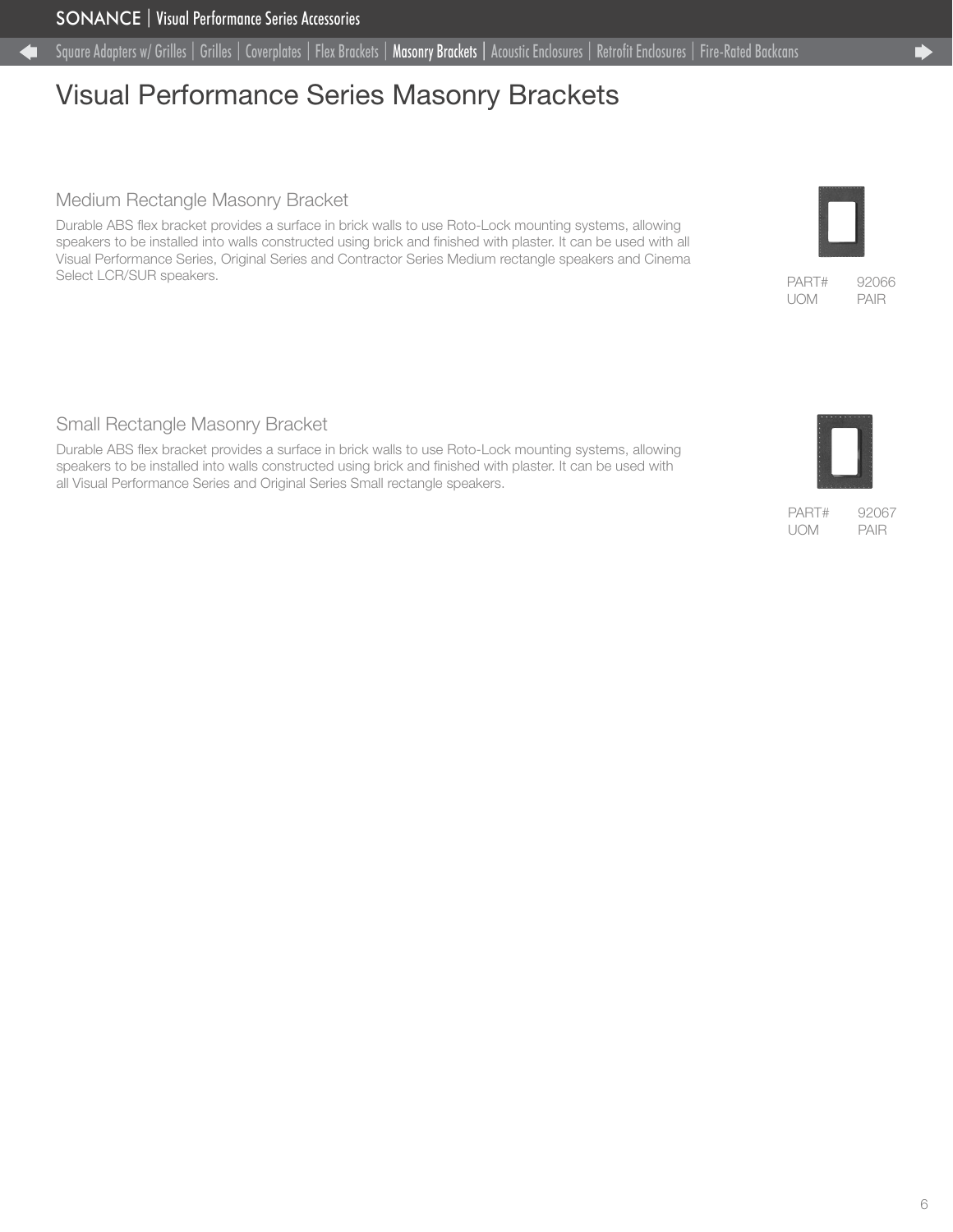# Visual Performance Series Masonry Brackets

## Medium Rectangle Masonry Bracket

Durable ABS flex bracket provides a surface in brick walls to use Roto-Lock mounting systems, allowing speakers to be installed into walls constructed using brick and finished with plaster. It can be used with all Visual Performance Series, Original Series and Contractor Series Medium rectangle speakers and Cinema Select LCR/SUR speakers.

| PART# | 92066 |
|---|---|
| UOM | PAIR |

## Small Rectangle Masonry Bracket

Durable ABS flex bracket provides a surface in brick walls to use Roto-Lock mounting systems, allowing speakers to be installed into walls constructed using brick and finished with plaster. It can be used with all Visual Performance Series and Original Series Small rectangle speakers.

| PART# | 92067 |
|---|---|
| UOM | PAIR |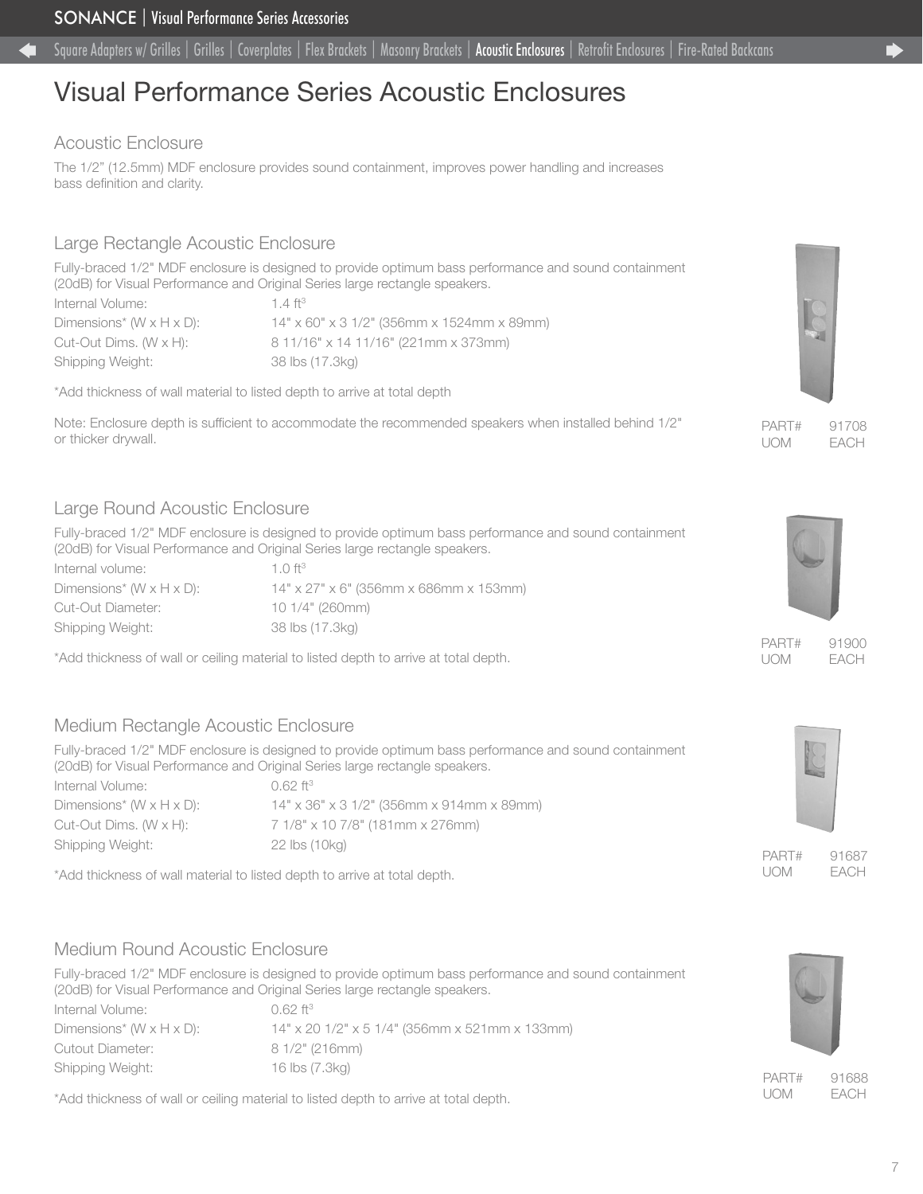SONANCE | Visual Performance Series Accessories

Square Adapters w/ Grilles | Grilles | Coverplates | Flex Brackets | Masonry Brackets | Acoustic Enclosures | Retrofit Enclosures | Fire-Rated Backcans

# Visual Performance Series Acoustic Enclosures

## Acoustic Enclosure

The 1/2" (12.5mm) MDF enclosure provides sound containment, improves power handling and increases bass definition and clarity.

### Large Rectangle Acoustic Enclosure

Fully-braced 1/2" MDF enclosure is designed to provide optimum bass performance and sound containment (20dB) for Visual Performance and Original Series large rectangle speakers.

| | |
|---|---|
| Internal Volume: | 1.4 ft$^3$ |
| Dimensions* (W x H x D): | 14" x 60" x 3 1/2" (356mm x 1524mm x 89mm) |
| Cut-Out Dims. (W x H): | 8 11/16" x 14 11/16" (221mm x 373mm) |
| Shipping Weight: | 38 lbs (17.3kg) |

*Add thickness of wall material to listed depth to arrive at total depth

Note: Enclosure depth is sufficient to accommodate the recommended speakers when installed behind 1/2" or thicker drywall.

PART# 91708
UOM EACH

### Large Round Acoustic Enclosure

Fully-braced 1/2" MDF enclosure is designed to provide optimum bass performance and sound containment (20dB) for Visual Performance and Original Series large rectangle speakers.

| | |
|---|---|
| Internal volume: | 1.0 ft$^3$ |
| Dimensions* (W x H x D): | 14" x 27" x 6" (356mm x 686mm x 153mm) |
| Cut-Out Diameter: | 10 1/4" (260mm) |
| Shipping Weight: | 38 lbs (17.3kg) |

*Add thickness of wall or ceiling material to listed depth to arrive at total depth.

PART# 91900
UOM EACH

### Medium Rectangle Acoustic Enclosure

Fully-braced 1/2" MDF enclosure is designed to provide optimum bass performance and sound containment (20dB) for Visual Performance and Original Series large rectangle speakers.

| | |
|---|---|
| Internal Volume: | 0.62 ft$^3$ |
| Dimensions* (W x H x D): | 14" x 36" x 3 1/2" (356mm x 914mm x 89mm) |
| Cut-Out Dims. (W x H): | 7 1/8" x 10 7/8" (181mm x 276mm) |
| Shipping Weight: | 22 lbs (10kg) |

*Add thickness of wall material to listed depth to arrive at total depth.

PART# 91687
UOM EACH

### Medium Round Acoustic Enclosure

Fully-braced 1/2" MDF enclosure is designed to provide optimum bass performance and sound containment (20dB) for Visual Performance and Original Series large rectangle speakers.

| | |
|---|---|
| Internal Volume: | 0.62 ft$^3$ |
| Dimensions* (W x H x D): | 14" x 20 1/2" x 5 1/4" (356mm x 521mm x 133mm) |
| Cutout Diameter: | 8 1/2" (216mm) |
| Shipping Weight: | 16 lbs (7.3kg) |

*Add thickness of wall or ceiling material to listed depth to arrive at total depth.

PART# 91688
UOM EACH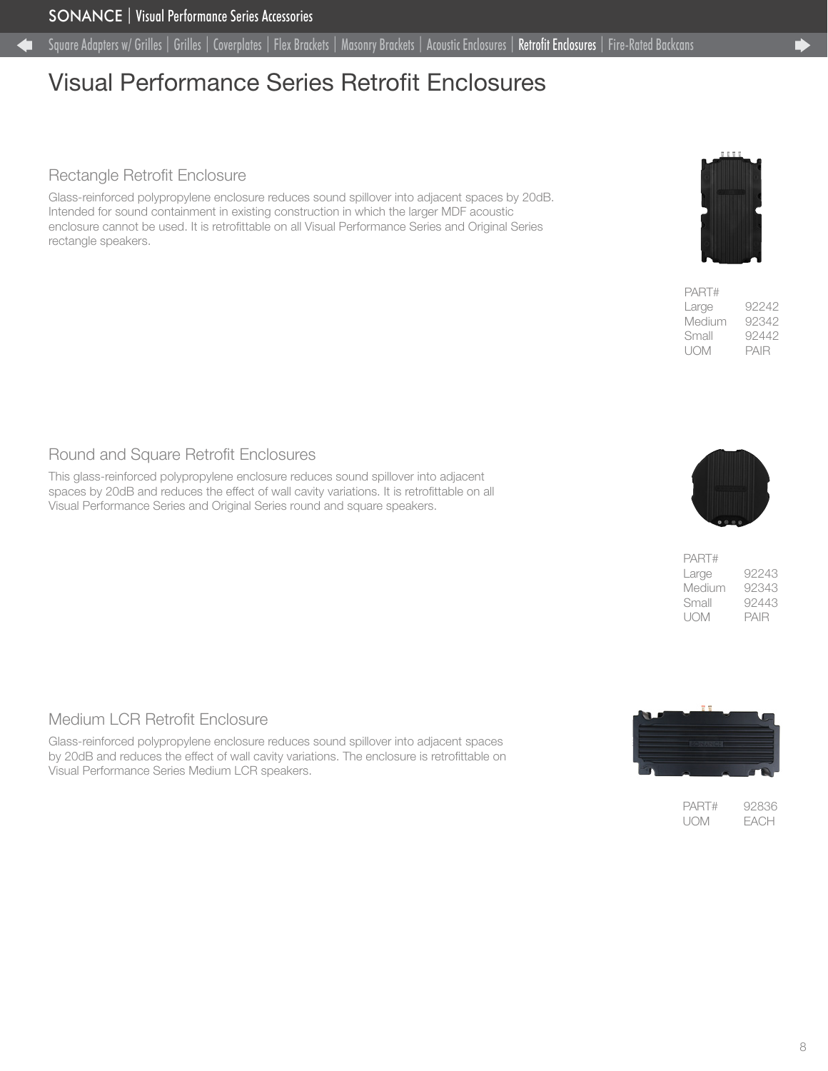# Visual Performance Series Retrofit Enclosures

## Rectangle Retrofit Enclosure

Glass-reinforced polypropylene enclosure reduces sound spillover into adjacent spaces by 20dB. Intended for sound containment in existing construction in which the larger MDF acoustic enclosure cannot be used. It is retrofittable on all Visual Performance Series and Original Series rectangle speakers.

| PART# | |
|---|---|
| Large | 92242 |
| Medium | 92342 |
| Small | 92442 |
| UOM | PAIR |

## Round and Square Retrofit Enclosures

This glass-reinforced polypropylene enclosure reduces sound spillover into adjacent spaces by 20dB and reduces the effect of wall cavity variations. It is retrofittable on all Visual Performance Series and Original Series round and square speakers.

| PART# | |
|---|---|
| Large | 92243 |
| Medium | 92343 |
| Small | 92443 |
| UOM | PAIR |

## Medium LCR Retrofit Enclosure

Glass-reinforced polypropylene enclosure reduces sound spillover into adjacent spaces by 20dB and reduces the effect of wall cavity variations. The enclosure is retrofittable on Visual Performance Series Medium LCR speakers.

| PART# | 92836 |
|---|---|
| UOM | EACH |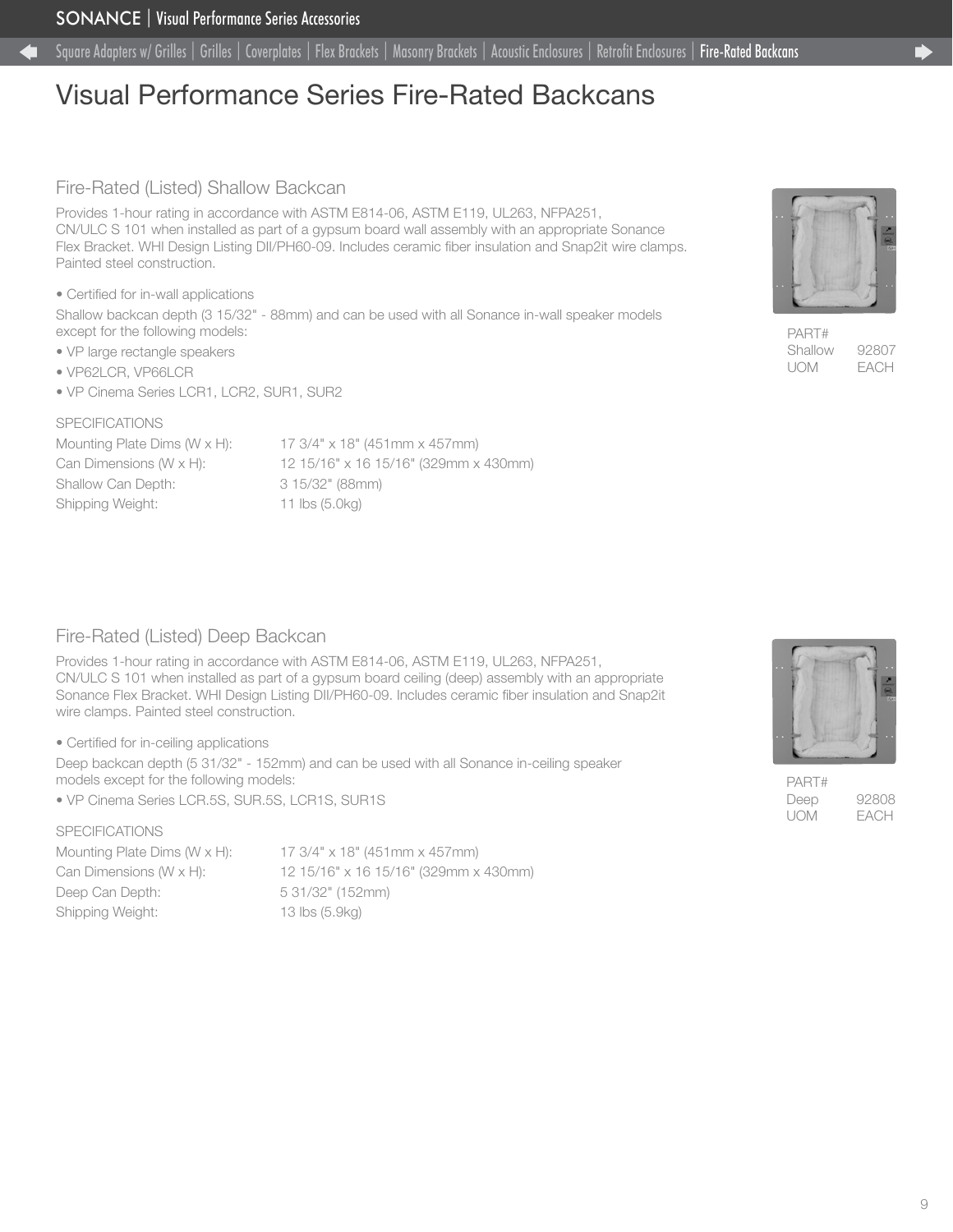# Visual Performance Series Fire-Rated Backcans

## Fire-Rated (Listed) Shallow Backcan

Provides 1-hour rating in accordance with ASTM E814-06, ASTM E119, UL263, NFPA251, CN/ULC S 101 when installed as part of a gypsum board wall assembly with an appropriate Sonance Flex Bracket. WHI Design Listing DII/PH60-09. Includes ceramic fiber insulation and Snap2it wire clamps. Painted steel construction.

- Certified for in-wall applications

Shallow backcan depth (3 15/32" - 88mm) and can be used with all Sonance in-wall speaker models except for the following models:

- VP large rectangle speakers
- VP62LCR, VP66LCR
- VP Cinema Series LCR1, LCR2, SUR1, SUR2

| PART# | |
|---|---|
| Shallow | 92807 |
| UOM | EACH |

SPECIFICATIONS

| | |
|---|---|
| Mounting Plate Dims (W x H): | 17 3/4" x 18" (451mm x 457mm) |
| Can Dimensions (W x H): | 12 15/16" x 16 15/16" (329mm x 430mm) |
| Shallow Can Depth: | 3 15/32" (88mm) |
| Shipping Weight: | 11 lbs (5.0kg) |

## Fire-Rated (Listed) Deep Backcan

Provides 1-hour rating in accordance with ASTM E814-06, ASTM E119, UL263, NFPA251, CN/ULC S 101 when installed as part of a gypsum board ceiling (deep) assembly with an appropriate Sonance Flex Bracket. WHI Design Listing DII/PH60-09. Includes ceramic fiber insulation and Snap2it wire clamps. Painted steel construction.

- Certified for in-ceiling applications

Deep backcan depth (5 31/32" - 152mm) and can be used with all Sonance in-ceiling speaker models except for the following models:

- VP Cinema Series LCR.5S, SUR.5S, LCR1S, SUR1S

| PART# | |
|---|---|
| Deep | 92808 |
| UOM | EACH |

SPECIFICATIONS

| | |
|---|---|
| Mounting Plate Dims (W x H): | 17 3/4" x 18" (451mm x 457mm) |
| Can Dimensions (W x H): | 12 15/16" x 16 15/16" (329mm x 430mm) |
| Deep Can Depth: | 5 31/32" (152mm) |
| Shipping Weight: | 13 lbs (5.9kg) |